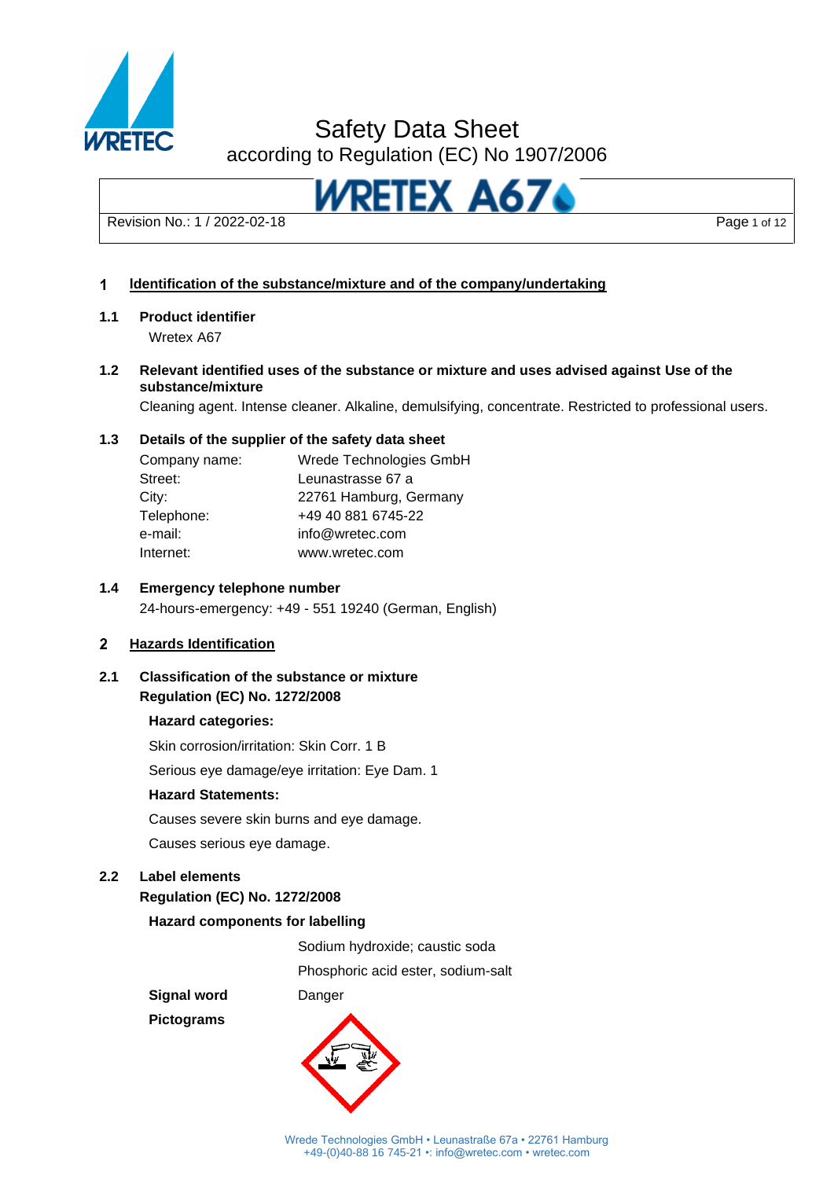# Safety Data Sheet

according to Regulation (EC) No 1907/2006

**WRETEX A67**

Revision No.: 1 / 2022-02-18

## 1 Identification of the substance/mixture and of the company/undertaking

### 1.1 Product identifier

Wretex A67

### 1.2 Relevant identified uses of the substance or mixture and uses advised against Use of the substance/mixture

Cleaning agent. Intense cleaner. Alkaline, demulsifying, concentrate. Restricted to professional users.

### 1.3 Details of the supplier of the safety data sheet

| | |
|---|---|
| Company name: | Wrede Technologies GmbH |
| Street: | Leunastrasse 67 a |
| City: | 22761 Hamburg, Germany |
| Telephone: | +49 40 881 6745-22 |
| e-mail: | info@wretec.com |
| Internet: | www.wretec.com |

### 1.4 Emergency telephone number

24-hours-emergency: +49 - 551 19240 (German, English)

## 2 Hazards Identification

### 2.1 Classification of the substance or mixture

**Regulation (EC) No. 1272/2008**

**Hazard categories:**

Skin corrosion/irritation: Skin Corr. 1 B

Serious eye damage/eye irritation: Eye Dam. 1

**Hazard Statements:**

Causes severe skin burns and eye damage.

Causes serious eye damage.

### 2.2 Label elements

**Regulation (EC) No. 1272/2008**

**Hazard components for labelling**

Sodium hydroxide; caustic soda

Phosphoric acid ester, sodium-salt

**Signal word** Danger

**Pictograms**

Wrede Technologies GmbH • Leunastraße 67a • 22761 Hamburg
+49-(0)40-88 16 745-21 •: info@wretec.com • wretec.com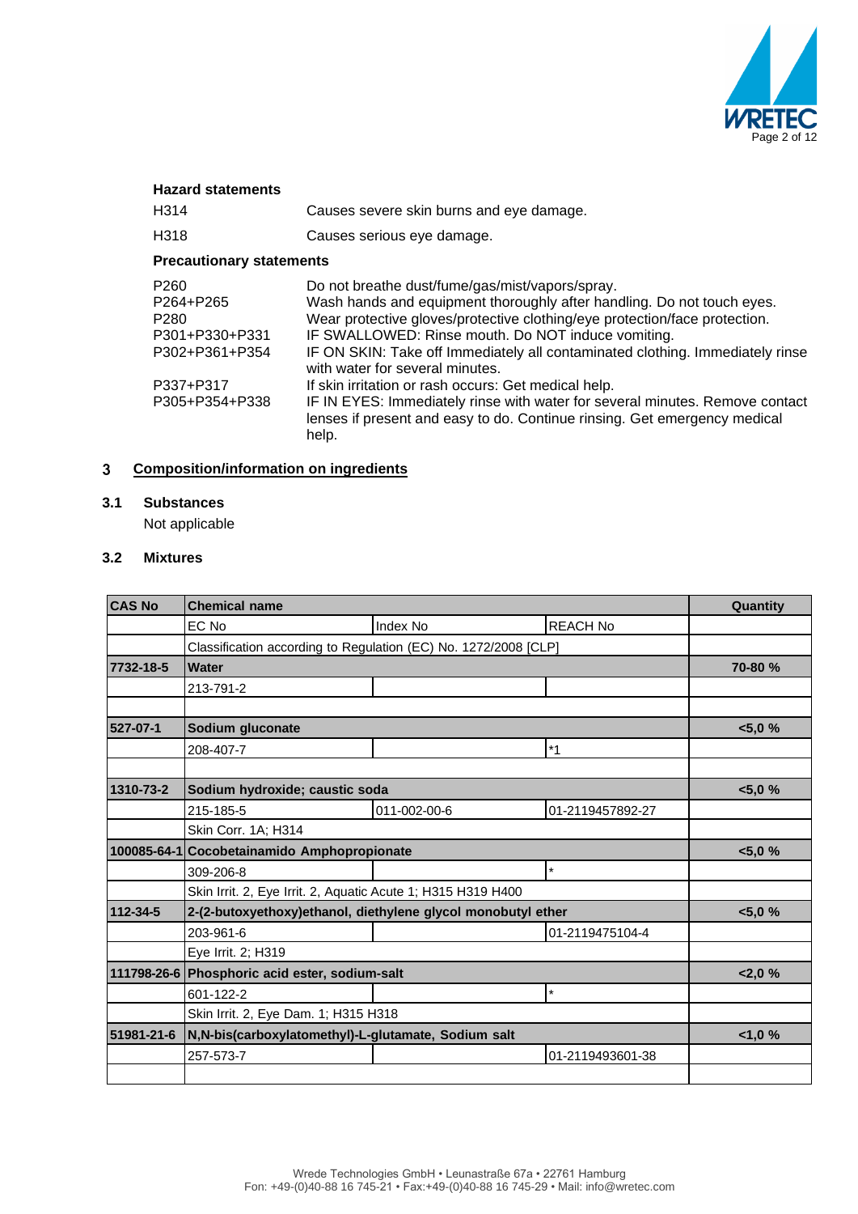**Hazard statements**

| | |
|---|---|
| H314 | Causes severe skin burns and eye damage. |
| H318 | Causes serious eye damage. |

**Precautionary statements**

| | |
|---|---|
| P260 | Do not breathe dust/fume/gas/mist/vapors/spray. |
| P264+P265 | Wash hands and equipment thoroughly after handling. Do not touch eyes. |
| P280 | Wear protective gloves/protective clothing/eye protection/face protection. |
| P301+P330+P331 | IF SWALLOWED: Rinse mouth. Do NOT induce vomiting. |
| P302+P361+P354 | IF ON SKIN: Take off Immediately all contaminated clothing. Immediately rinse with water for several minutes. |
| P337+P317 | If skin irritation or rash occurs: Get medical help. |
| P305+P354+P338 | IF IN EYES: Immediately rinse with water for several minutes. Remove contact lenses if present and easy to do. Continue rinsing. Get emergency medical help. |

## 3 Composition/information on ingredients

### 3.1 Substances

Not applicable

### 3.2 Mixtures

| CAS No | Chemical name | | | Quantity |
|---|---|---|---|---|
| | EC No | Index No | REACH No | |
| | Classification according to Regulation (EC) No. 1272/2008 [CLP] | | | |
| **7732-18-5** | **Water** | | | **70-80 %** |
| | 213-791-2 | | | |
| | | | | |
| **527-07-1** | **Sodium gluconate** | | | **<5,0 %** |
| | 208-407-7 | | *1 | |
| | | | | |
| **1310-73-2** | **Sodium hydroxide; caustic soda** | | | **<5,0 %** |
| | 215-185-5 | 011-002-00-6 | 01-2119457892-27 | |
| | Skin Corr. 1A; H314 | | | |
| **100085-64-1** | **Cocobetainamido Amphopropionate** | | | **<5,0 %** |
| | 309-206-8 | | * | |
| | Skin Irrit. 2, Eye Irrit. 2, Aquatic Acute 1; H315 H319 H400 | | | |
| **112-34-5** | **2-(2-butoxyethoxy)ethanol, diethylene glycol monobutyl ether** | | | **<5,0 %** |
| | 203-961-6 | | 01-2119475104-4 | |
| | Eye Irrit. 2; H319 | | | |
| **111798-26-6** | **Phosphoric acid ester, sodium-salt** | | | **<2,0 %** |
| | 601-122-2 | | * | |
| | Skin Irrit. 2, Eye Dam. 1; H315 H318 | | | |
| **51981-21-6** | **N,N-bis(carboxylatomethyl)-L-glutamate, Sodium salt** | | | **<1,0 %** |
| | 257-573-7 | | 01-2119493601-38 | |
| | | | | |

Wrede Technologies GmbH • Leunastraße 67a • 22761 Hamburg
Fon: +49-(0)40-88 16 745-21 • Fax:+49-(0)40-88 16 745-29 • Mail: info@wretec.com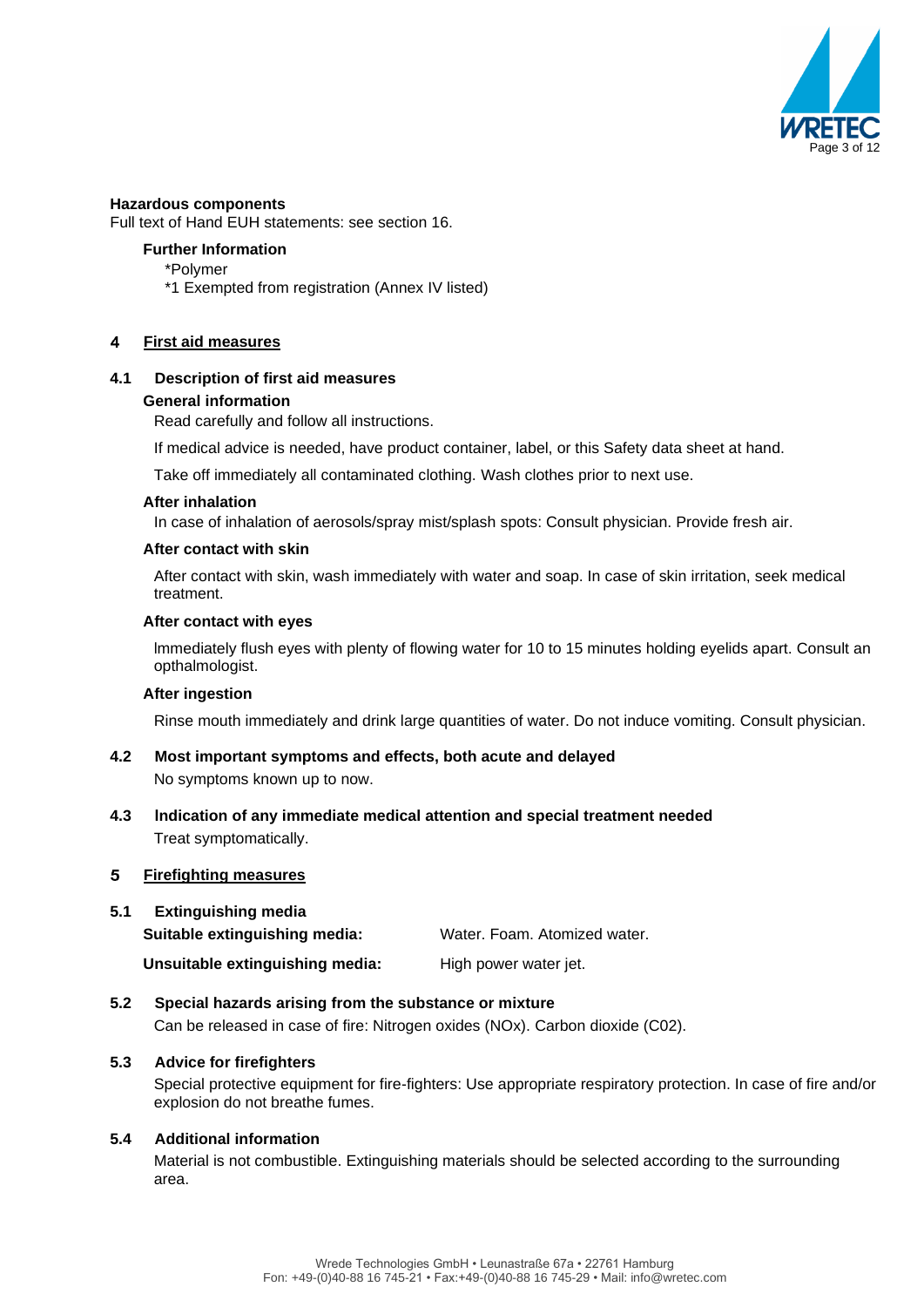**Hazardous components**

Full text of Hand EUH statements: see section 16.

**Further Information**

*Polymer

*1 Exempted from registration (Annex IV listed)

## 4 First aid measures

### 4.1 Description of first aid measures

**General information**

Read carefully and follow all instructions.

If medical advice is needed, have product container, label, or this Safety data sheet at hand.

Take off immediately all contaminated clothing. Wash clothes prior to next use.

**After inhalation**

In case of inhalation of aerosols/spray mist/splash spots: Consult physician. Provide fresh air.

**After contact with skin**

After contact with skin, wash immediately with water and soap. In case of skin irritation, seek medical treatment.

**After contact with eyes**

lmmediately flush eyes with plenty of flowing water for 10 to 15 minutes holding eyelids apart. Consult an opthalmologist.

**After ingestion**

Rinse mouth immediately and drink large quantities of water. Do not induce vomiting. Consult physician.

### 4.2 Most important symptoms and effects, both acute and delayed

No symptoms known up to now.

### 4.3 Indication of any immediate medical attention and special treatment needed

Treat symptomatically.

## 5 Firefighting measures

### 5.1 Extinguishing media

| | |
|---|---|
| **Suitable extinguishing media:** | Water. Foam. Atomized water. |
| **Unsuitable extinguishing media:** | High power water jet. |

### 5.2 Special hazards arising from the substance or mixture

Can be released in case of fire: Nitrogen oxides (NOx). Carbon dioxide (C02).

### 5.3 Advice for firefighters

Special protective equipment for fire-fighters: Use appropriate respiratory protection. In case of fire and/or explosion do not breathe fumes.

### 5.4 Additional information

Material is not combustible. Extinguishing materials should be selected according to the surrounding area.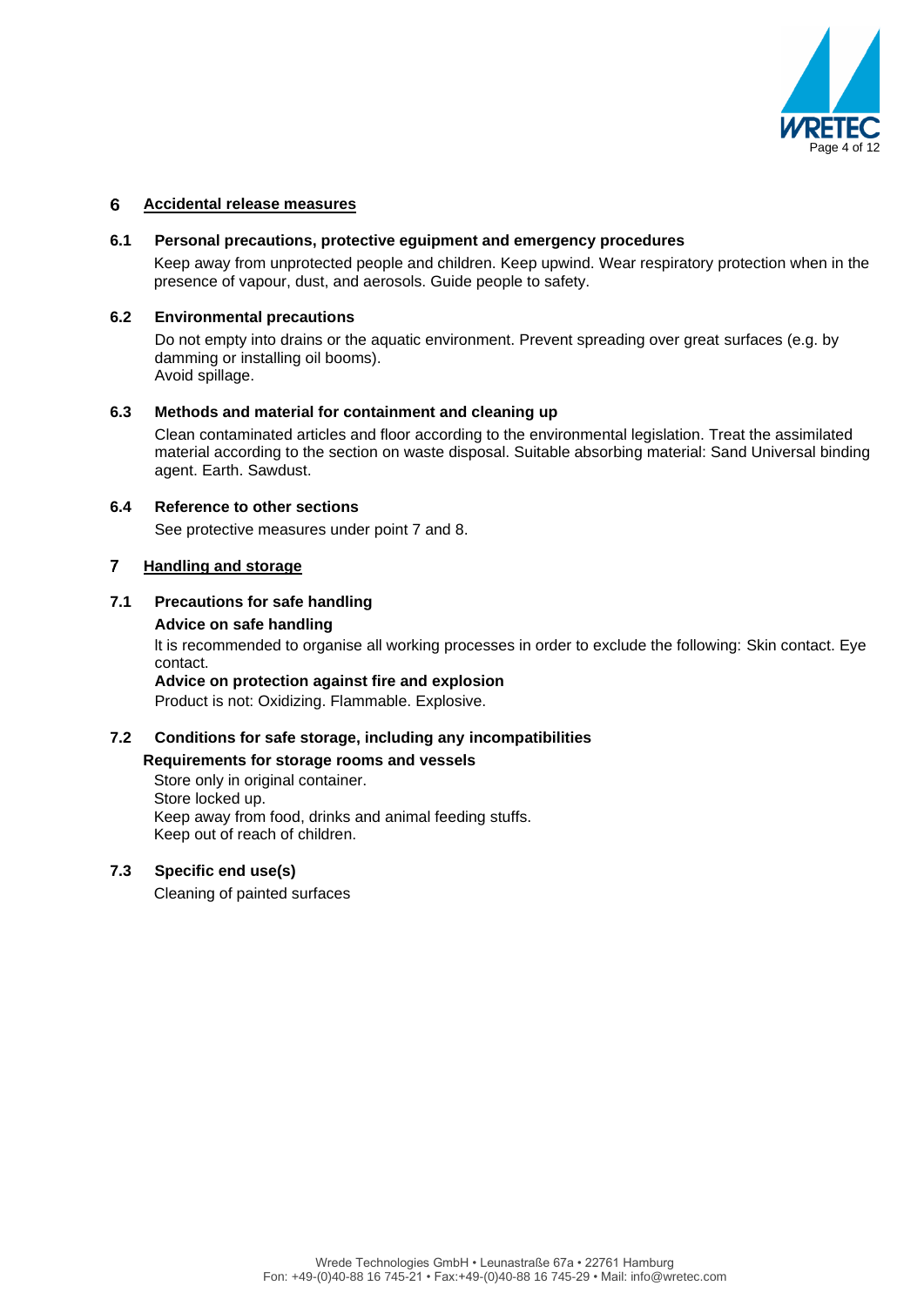## 6 Accidental release measures

### 6.1 Personal precautions, protective eguipment and emergency procedures

Keep away from unprotected people and children. Keep upwind. Wear respiratory protection when in the presence of vapour, dust, and aerosols. Guide people to safety.

### 6.2 Environmental precautions

Do not empty into drains or the aquatic environment. Prevent spreading over great surfaces (e.g. by damming or installing oil booms).
Avoid spillage.

### 6.3 Methods and material for containment and cleaning up

Clean contaminated articles and floor according to the environmental legislation. Treat the assimilated material according to the section on waste disposal. Suitable absorbing material: Sand Universal binding agent. Earth. Sawdust.

### 6.4 Reference to other sections

See protective measures under point 7 and 8.

## 7 Handling and storage

### 7.1 Precautions for safe handling

**Advice on safe handling**

It is recommended to organise all working processes in order to exclude the following: Skin contact. Eye contact.

**Advice on protection against fire and explosion**

Product is not: Oxidizing. Flammable. Explosive.

### 7.2 Conditions for safe storage, including any incompatibilities

**Requirements for storage rooms and vessels**

Store only in original container.
Store locked up.
Keep away from food, drinks and animal feeding stuffs.
Keep out of reach of children.

### 7.3 Specific end use(s)

Cleaning of painted surfaces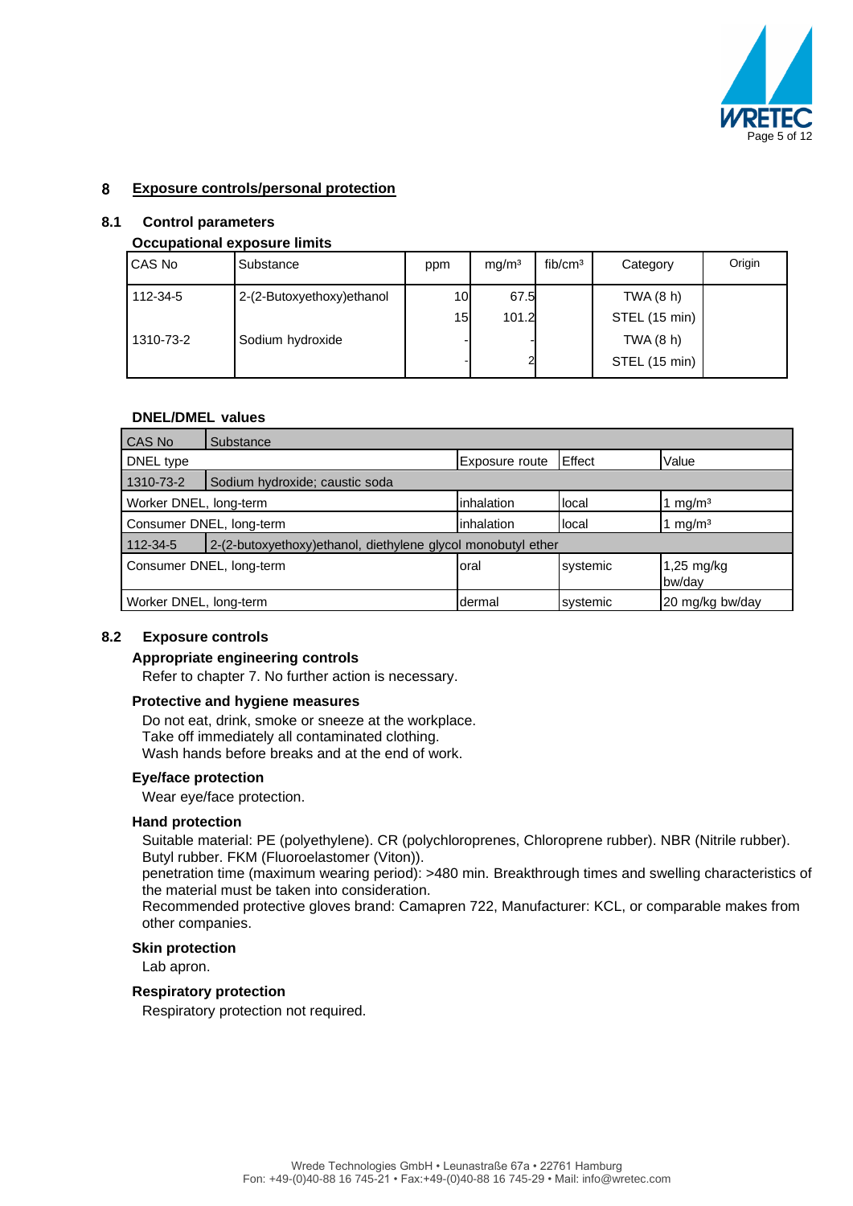# 8 Exposure controls/personal protection

## 8.1 Control parameters

### Occupational exposure limits

| CAS No | Substance | ppm | mg/m³ | fib/cm³ | Category | Origin |
|---|---|---|---|---|---|---|
| 112-34-5 | 2-(2-Butoxyethoxy)ethanol | 10 | 67.5 | | TWA (8 h) | |
| | | 15 | 101.2 | | STEL (15 min) | |
| 1310-73-2 | Sodium hydroxide | - | - | | TWA (8 h) | |
| | | - | 2 | | STEL (15 min) | |

### DNEL/DMEL values

| CAS No / DNEL type | Substance / Exposure route | Effect | Value |
|---|---|---|---|
| **1310-73-2** | **Sodium hydroxide; caustic soda** | | |
| Worker DNEL, long-term | inhalation | local | 1 mg/m³ |
| Consumer DNEL, long-term | inhalation | local | 1 mg/m³ |
| **112-34-5** | **2-(2-butoxyethoxy)ethanol, diethylene glycol monobutyl ether** | | |
| Consumer DNEL, long-term | oral | systemic | 1,25 mg/kg bw/day |
| Worker DNEL, long-term | dermal | systemic | 20 mg/kg bw/day |

## 8.2 Exposure controls

### Appropriate engineering controls

Refer to chapter 7. No further action is necessary.

### Protective and hygiene measures

Do not eat, drink, smoke or sneeze at the workplace.
Take off immediately all contaminated clothing.
Wash hands before breaks and at the end of work.

### Eye/face protection

Wear eye/face protection.

### Hand protection

Suitable material: PE (polyethylene). CR (polychloroprenes, Chloroprene rubber). NBR (Nitrile rubber). Butyl rubber. FKM (Fluoroelastomer (Viton)).
penetration time (maximum wearing period): >480 min. Breakthrough times and swelling characteristics of the material must be taken into consideration.
Recommended protective gloves brand: Camapren 722, Manufacturer: KCL, or comparable makes from other companies.

### Skin protection

Lab apron.

### Respiratory protection

Respiratory protection not required.

Wrede Technologies GmbH • Leunastraße 67a • 22761 Hamburg
Fon: +49-(0)40-88 16 745-21 • Fax:+49-(0)40-88 16 745-29 • Mail: info@wretec.com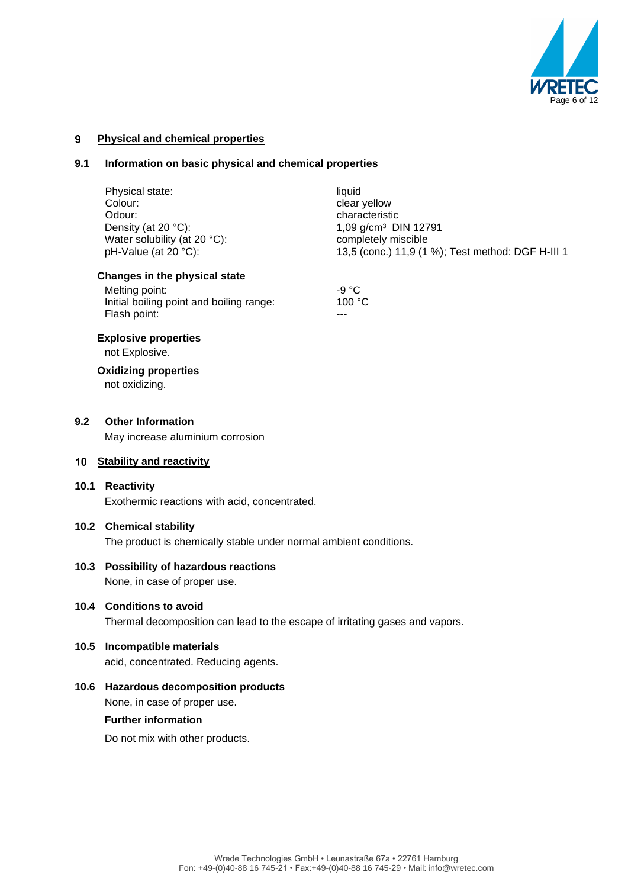## 9 Physical and chemical properties

### 9.1 Information on basic physical and chemical properties

| | |
|---|---|
| Physical state: | liquid |
| Colour: | clear yellow |
| Odour: | characteristic |
| Density (at 20 °C): | 1,09 g/cm³ DIN 12791 |
| Water solubility (at 20 °C): | completely miscible |
| pH-Value (at 20 °C): | 13,5 (conc.) 11,9 (1 %); Test method: DGF H-III 1 |

**Changes in the physical state**

| | |
|---|---|
| Melting point: | -9 °C |
| Initial boiling point and boiling range: | 100 °C |
| Flash point: | --- |

**Explosive properties**

not Explosive.

**Oxidizing properties**

not oxidizing.

### 9.2 Other Information

May increase aluminium corrosion

## 10 Stability and reactivity

### 10.1 Reactivity

Exothermic reactions with acid, concentrated.

### 10.2 Chemical stability

The product is chemically stable under normal ambient conditions.

### 10.3 Possibility of hazardous reactions

None, in case of proper use.

### 10.4 Conditions to avoid

Thermal decomposition can lead to the escape of irritating gases and vapors.

### 10.5 Incompatible materials

acid, concentrated. Reducing agents.

### 10.6 Hazardous decomposition products

None, in case of proper use.

**Further information**

Do not mix with other products.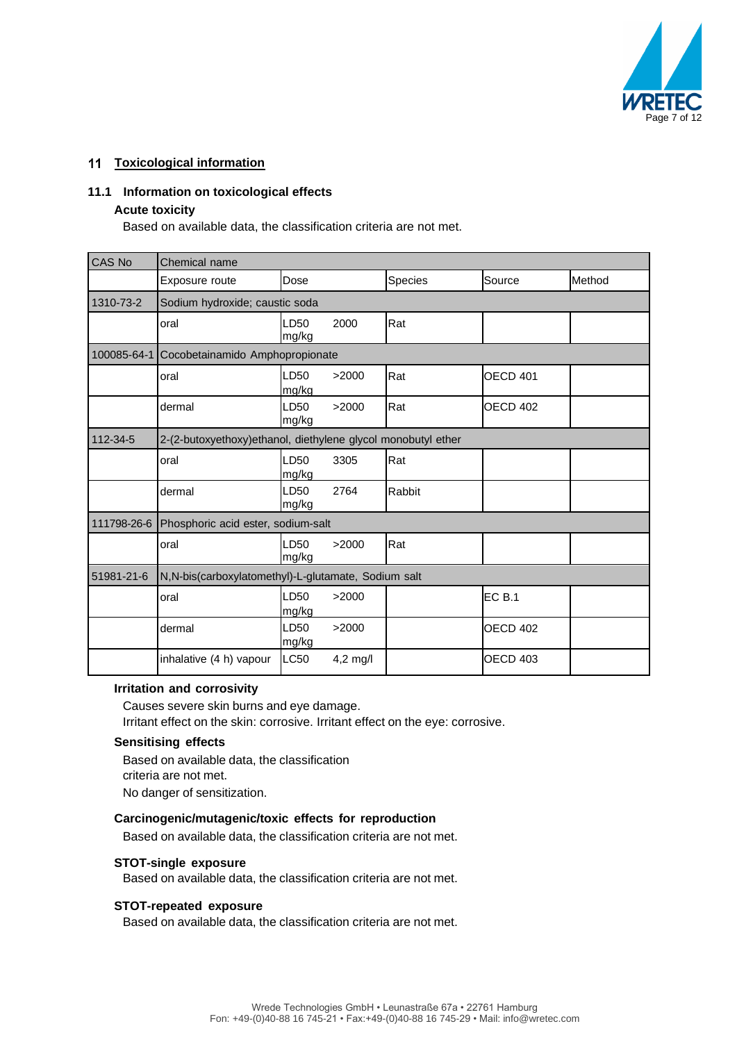## 11 Toxicological information

### 11.1 Information on toxicological effects

#### Acute toxicity

Based on available data, the classification criteria are not met.

| CAS No | Chemical name | | | | |
|---|---|---|---|---|---|
| | Exposure route | Dose | Species | Source | Method |
| 1310-73-2 | Sodium hydroxide; caustic soda | | | | |
| | oral | LD50 2000 mg/kg | Rat | | |
| 100085-64-1 | Cocobetainamido Amphopropionate | | | | |
| | oral | LD50 >2000 mg/kg | Rat | OECD 401 | |
| | dermal | LD50 >2000 mg/kg | Rat | OECD 402 | |
| 112-34-5 | 2-(2-butoxyethoxy)ethanol, diethylene glycol monobutyl ether | | | | |
| | oral | LD50 3305 mg/kg | Rat | | |
| | dermal | LD50 2764 mg/kg | Rabbit | | |
| 111798-26-6 | Phosphoric acid ester, sodium-salt | | | | |
| | oral | LD50 >2000 mg/kg | Rat | | |
| 51981-21-6 | N,N-bis(carboxylatomethyl)-L-glutamate, Sodium salt | | | | |
| | oral | LD50 >2000 mg/kg | | EC B.1 | |
| | dermal | LD50 >2000 mg/kg | | OECD 402 | |
| | inhalative (4 h) vapour | LC50 4,2 mg/l | | OECD 403 | |

#### Irritation and corrosivity

Causes severe skin burns and eye damage.
Irritant effect on the skin: corrosive. Irritant effect on the eye: corrosive.

#### Sensitising effects

Based on available data, the classification criteria are not met.
No danger of sensitization.

#### Carcinogenic/mutagenic/toxic effects for reproduction

Based on available data, the classification criteria are not met.

#### STOT-single exposure

Based on available data, the classification criteria are not met.

#### STOT-repeated exposure

Based on available data, the classification criteria are not met.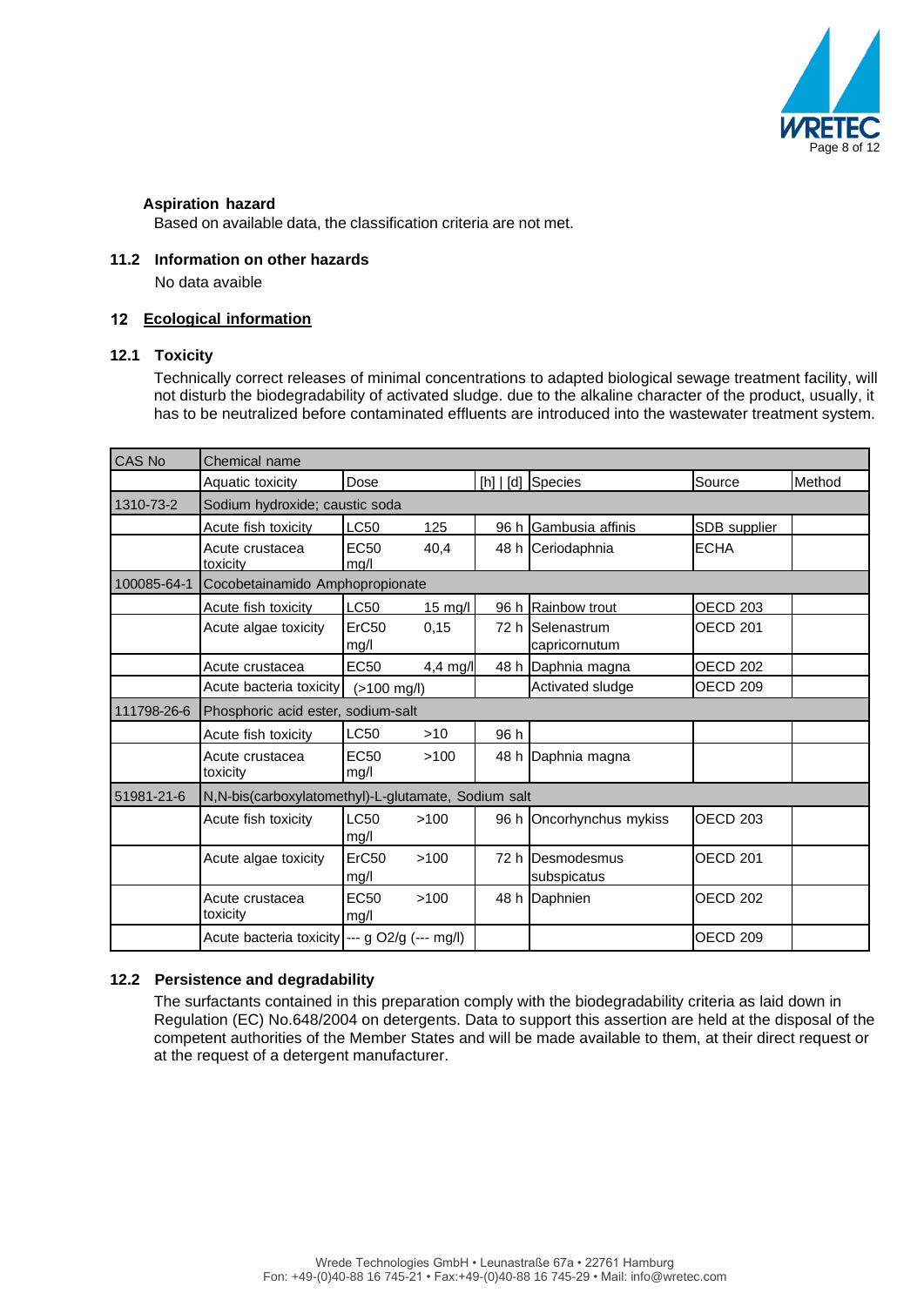**Aspiration hazard**

Based on available data, the classification criteria are not met.

### 11.2 Information on other hazards

No data avaible

## 12 Ecological information

### 12.1 Toxicity

Technically correct releases of minimal concentrations to adapted biological sewage treatment facility, will not disturb the biodegradability of activated sludge. due to the alkaline character of the product, usually, it has to be neutralized before contaminated effluents are introduced into the wastewater treatment system.

| CAS No | Chemical name | | | | | | |
|---|---|---|---|---|---|---|---|
| | Aquatic toxicity | Dose | | [h] \| [d] | Species | Source | Method |
| 1310-73-2 | Sodium hydroxide; caustic soda | | | | | | |
| | Acute fish toxicity | LC50 | 125 | 96 h | Gambusia affinis | SDB supplier | |
| | Acute crustacea toxicity | EC50 mg/l | 40,4 | 48 h | Ceriodaphnia | ECHA | |
| 100085-64-1 | Cocobetainamido Amphopropionate | | | | | | |
| | Acute fish toxicity | LC50 | 15 mg/l | 96 h | Rainbow trout | OECD 203 | |
| | Acute algae toxicity | ErC50 mg/l | 0,15 | 72 h | Selenastrum capricornutum | OECD 201 | |
| | Acute crustacea | EC50 | 4,4 mg/l | 48 h | Daphnia magna | OECD 202 | |
| | Acute bacteria toxicity | (>100 mg/l) | | | Activated sludge | OECD 209 | |
| 111798-26-6 | Phosphoric acid ester, sodium-salt | | | | | | |
| | Acute fish toxicity | LC50 | >10 | 96 h | | | |
| | Acute crustacea toxicity | EC50 mg/l | >100 | 48 h | Daphnia magna | | |
| 51981-21-6 | N,N-bis(carboxylatomethyl)-L-glutamate, Sodium salt | | | | | | |
| | Acute fish toxicity | LC50 mg/l | >100 | 96 h | Oncorhynchus mykiss | OECD 203 | |
| | Acute algae toxicity | ErC50 mg/l | >100 | 72 h | Desmodesmus subspicatus | OECD 201 | |
| | Acute crustacea toxicity | EC50 mg/l | >100 | 48 h | Daphnien | OECD 202 | |
| | Acute bacteria toxicity | --- g O2/g (--- mg/l) | | | | OECD 209 | |

### 12.2 Persistence and degradability

The surfactants contained in this preparation comply with the biodegradability criteria as laid down in Regulation (EC) No.648/2004 on detergents. Data to support this assertion are held at the disposal of the competent authorities of the Member States and will be made available to them, at their direct request or at the request of a detergent manufacturer.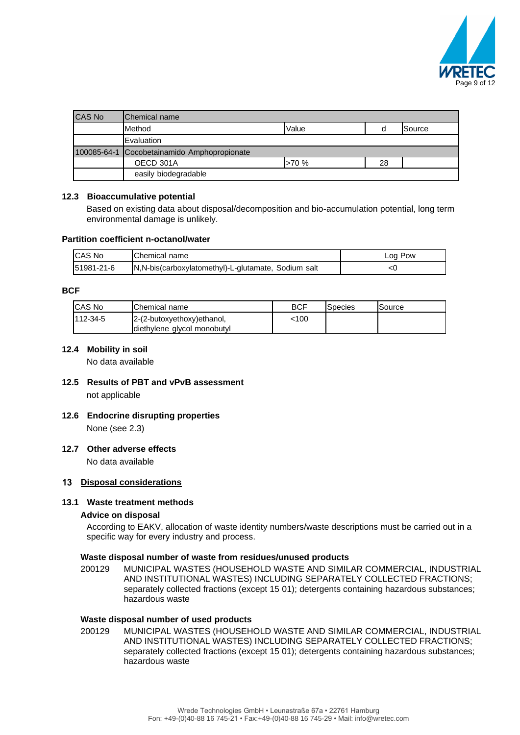| CAS No | Chemical name | | | |
|---|---|---|---|---|
| | Method | Value | d | Source |
| | Evaluation | | | |
| 100085-64-1 | Cocobetainamido Amphopropionate | | | |
| | OECD 301A | >70 % | 28 | |
| | easily biodegradable | | | |

### 12.3 Bioaccumulative potential

Based on existing data about disposal/decomposition and bio-accumulation potential, long term environmental damage is unlikely.

**Partition coefficient n-octanol/water**

| CAS No | Chemical name | Log Pow |
|---|---|---|
| 51981-21-6 | N,N-bis(carboxylatomethyl)-L-glutamate, Sodium salt | <0 |

**BCF**

| CAS No | Chemical name | BCF | Species | Source |
|---|---|---|---|---|
| 112-34-5 | 2-(2-butoxyethoxy)ethanol, diethylene glycol monobutyl | <100 | | |

### 12.4 Mobility in soil

No data available

### 12.5 Results of PBT and vPvB assessment

not applicable

### 12.6 Endocrine disrupting properties

None (see 2.3)

### 12.7 Other adverse effects

No data available

## 13 Disposal considerations

### 13.1 Waste treatment methods

**Advice on disposal**

According to EAKV, allocation of waste identity numbers/waste descriptions must be carried out in a specific way for every industry and process.

**Waste disposal number of waste from residues/unused products**

200129 MUNICIPAL WASTES (HOUSEHOLD WASTE AND SIMILAR COMMERCIAL, INDUSTRIAL AND INSTITUTIONAL WASTES) INCLUDING SEPARATELY COLLECTED FRACTIONS; separately collected fractions (except 15 01); detergents containing hazardous substances; hazardous waste

**Waste disposal number of used products**

200129 MUNICIPAL WASTES (HOUSEHOLD WASTE AND SIMILAR COMMERCIAL, INDUSTRIAL AND INSTITUTIONAL WASTES) INCLUDING SEPARATELY COLLECTED FRACTIONS; separately collected fractions (except 15 01); detergents containing hazardous substances; hazardous waste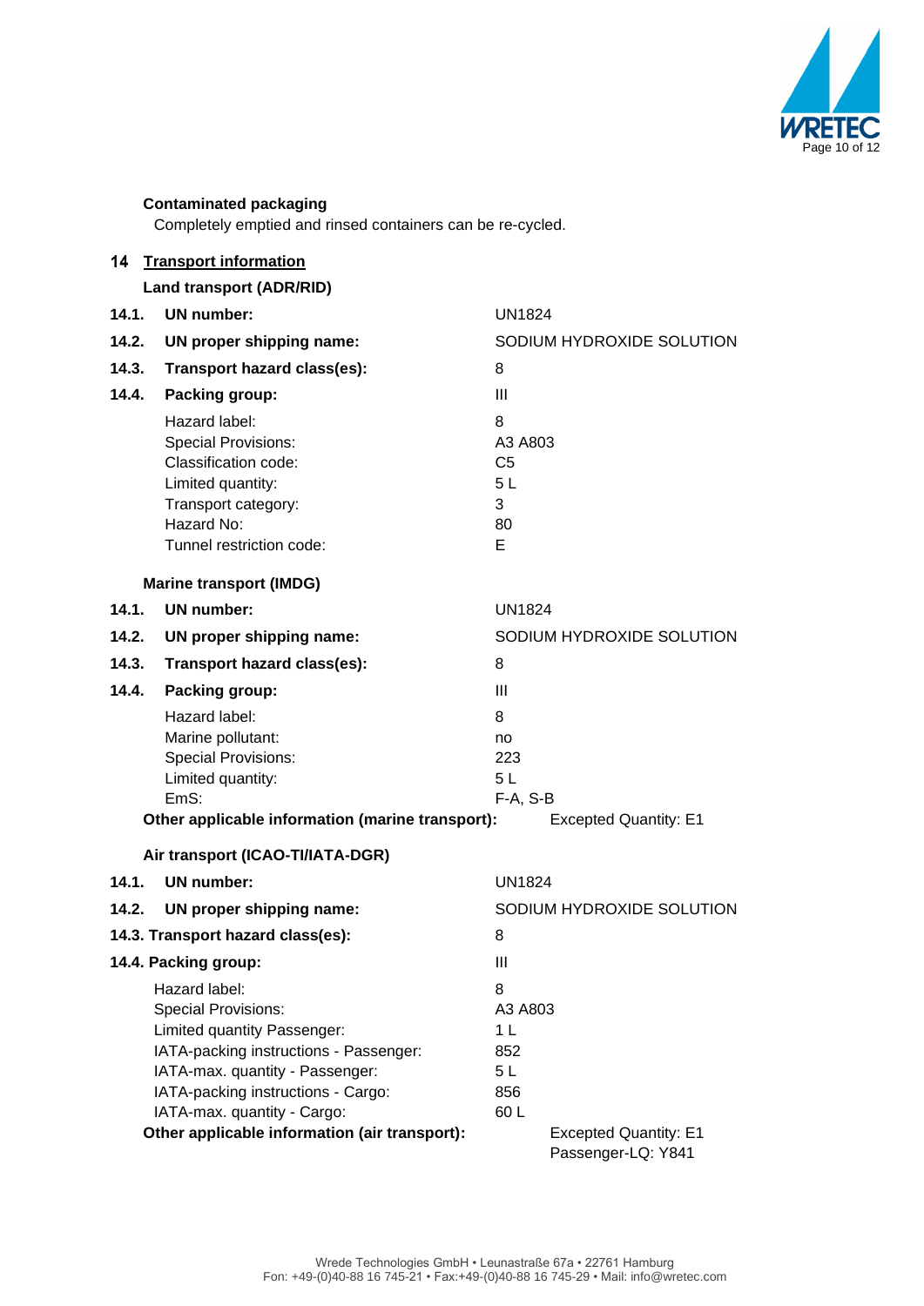**Contaminated packaging**

Completely emptied and rinsed containers can be re-cycled.

## 14 Transport information

**Land transport (ADR/RID)**

| | |
|---|---|
| **14.1. UN number:** | UN1824 |
| **14.2. UN proper shipping name:** | SODIUM HYDROXIDE SOLUTION |
| **14.3. Transport hazard class(es):** | 8 |
| **14.4. Packing group:** | III |
| Hazard label: | 8 |
| Special Provisions: | A3 A803 |
| Classification code: | C5 |
| Limited quantity: | 5 L |
| Transport category: | 3 |
| Hazard No: | 80 |
| Tunnel restriction code: | E |

**Marine transport (IMDG)**

| | |
|---|---|
| **14.1. UN number:** | UN1824 |
| **14.2. UN proper shipping name:** | SODIUM HYDROXIDE SOLUTION |
| **14.3. Transport hazard class(es):** | 8 |
| **14.4. Packing group:** | III |
| Hazard label: | 8 |
| Marine pollutant: | no |
| Special Provisions: | 223 |
| Limited quantity: | 5 L |
| EmS: | F-A, S-B |
| **Other applicable information (marine transport):** | Excepted Quantity: E1 |

**Air transport (ICAO-TI/IATA-DGR)**

| | |
|---|---|
| **14.1. UN number:** | UN1824 |
| **14.2. UN proper shipping name:** | SODIUM HYDROXIDE SOLUTION |
| **14.3. Transport hazard class(es):** | 8 |
| **14.4. Packing group:** | III |
| Hazard label: | 8 |
| Special Provisions: | A3 A803 |
| Limited quantity Passenger: | 1 L |
| IATA-packing instructions - Passenger: | 852 |
| IATA-max. quantity - Passenger: | 5 L |
| IATA-packing instructions - Cargo: | 856 |
| IATA-max. quantity - Cargo: | 60 L |
| **Other applicable information (air transport):** | Excepted Quantity: E1<br>Passenger-LQ: Y841 |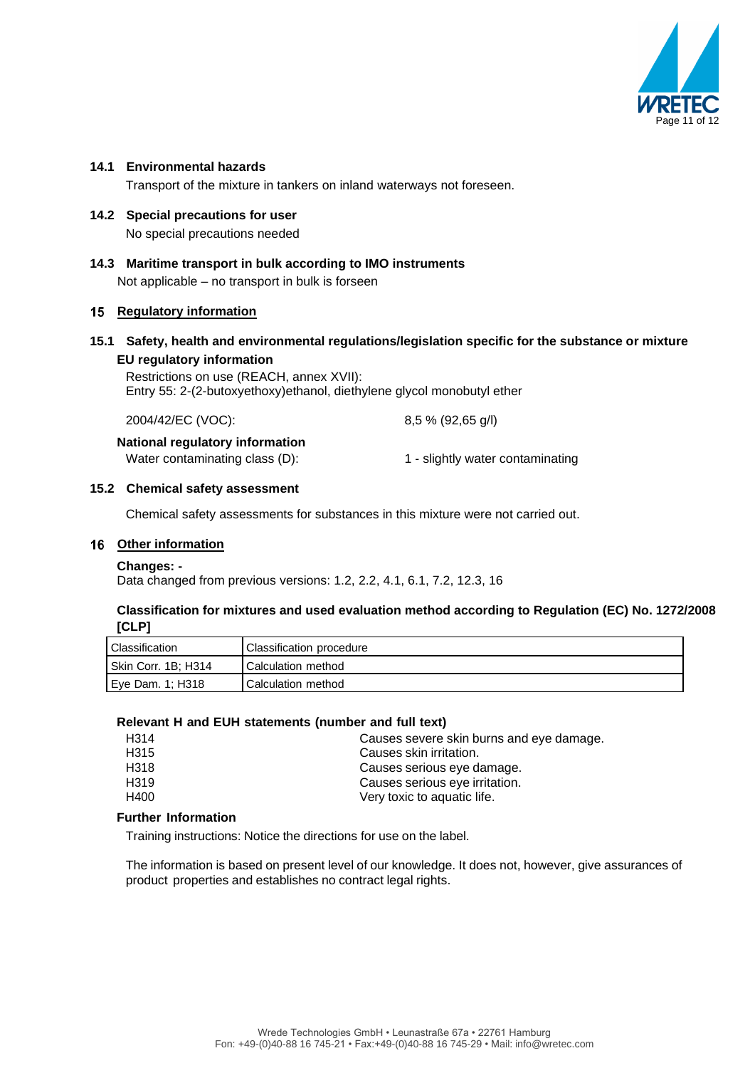### 14.1 Environmental hazards

Transport of the mixture in tankers on inland waterways not foreseen.

### 14.2 Special precautions for user

No special precautions needed

### 14.3 Maritime transport in bulk according to IMO instruments

Not applicable – no transport in bulk is forseen

## 15 Regulatory information

### 15.1 Safety, health and environmental regulations/legislation specific for the substance or mixture

**EU regulatory information**

Restrictions on use (REACH, annex XVII):
Entry 55: 2-(2-butoxyethoxy)ethanol, diethylene glycol monobutyl ether

2004/42/EC (VOC): 8,5 % (92,65 g/l)

**National regulatory information**

Water contaminating class (D): 1 - slightly water contaminating

### 15.2 Chemical safety assessment

Chemical safety assessments for substances in this mixture were not carried out.

## 16 Other information

**Changes: -**

Data changed from previous versions: 1.2, 2.2, 4.1, 6.1, 7.2, 12.3, 16

**Classification for mixtures and used evaluation method according to Regulation (EC) No. 1272/2008 [CLP]**

| Classification | Classification procedure |
|---|---|
| Skin Corr. 1B; H314 | Calculation method |
| Eye Dam. 1; H318 | Calculation method |

**Relevant H and EUH statements (number and full text)**

H314 Causes severe skin burns and eye damage.
H315 Causes skin irritation.
H318 Causes serious eye damage.
H319 Causes serious eye irritation.
H400 Very toxic to aquatic life.

**Further Information**

Training instructions: Notice the directions for use on the label.

The information is based on present level of our knowledge. It does not, however, give assurances of product properties and establishes no contract legal rights.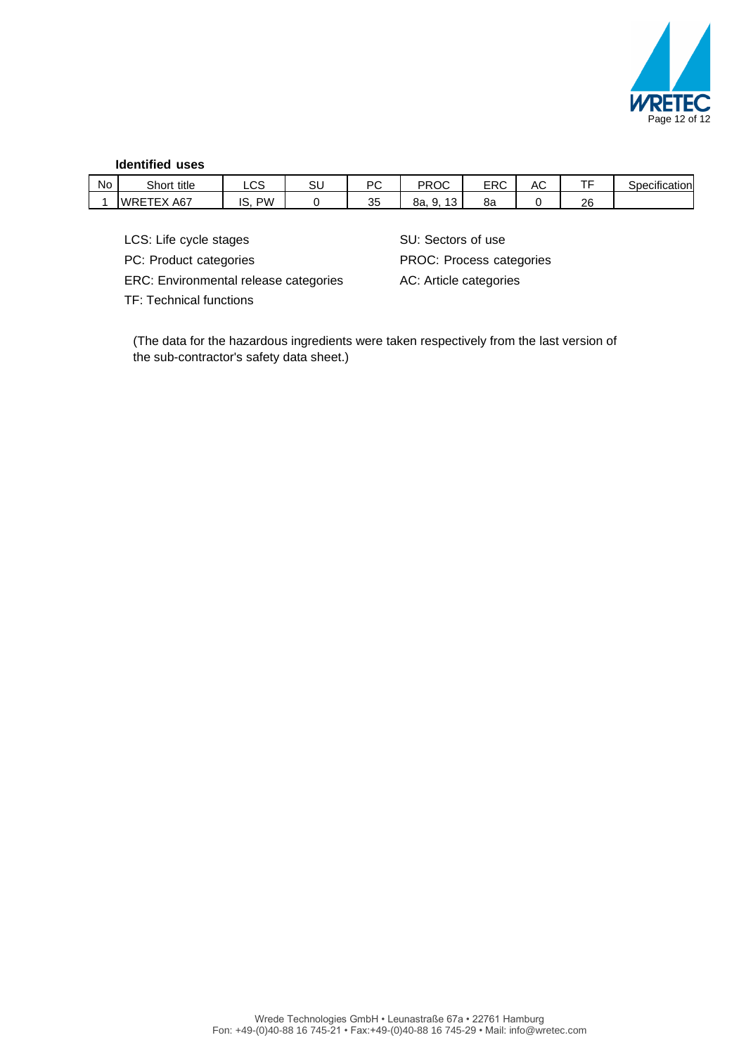**Identified uses**

| No | Short title | LCS | SU | PC | PROC | ERC | AC | TF | Specification |
|---|---|---|---|---|---|---|---|---|---|
| 1 | WRETEX A67 | IS, PW | 0 | 35 | 8a, 9, 13 | 8a | 0 | 26 | |

LCS: Life cycle stages

SU: Sectors of use

PC: Product categories

PROC: Process categories

ERC: Environmental release categories

AC: Article categories

TF: Technical functions

(The data for the hazardous ingredients were taken respectively from the last version of the sub-contractor's safety data sheet.)

Wrede Technologies GmbH • Leunastraße 67a • 22761 Hamburg
Fon: +49-(0)40-88 16 745-21 • Fax:+49-(0)40-88 16 745-29 • Mail: info@wretec.com